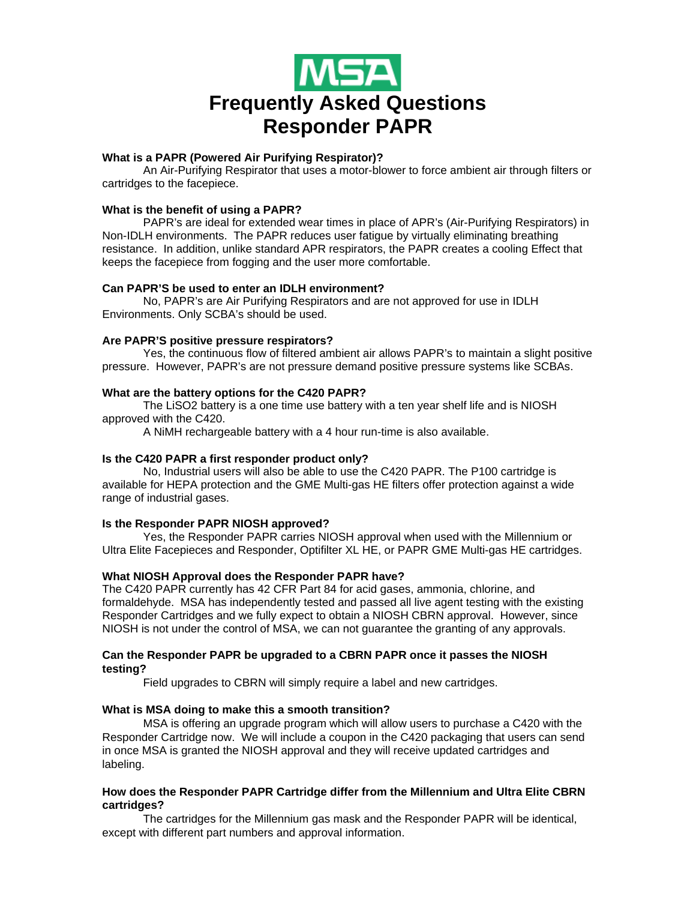MSA

# Frequently Asked Questions
# Responder PAPR

**What is a PAPR (Powered Air Purifying Respirator)?**

An Air-Purifying Respirator that uses a motor-blower to force ambient air through filters or cartridges to the facepiece.

**What is the benefit of using a PAPR?**

PAPR's are ideal for extended wear times in place of APR's (Air-Purifying Respirators) in Non-IDLH environments. The PAPR reduces user fatigue by virtually eliminating breathing resistance. In addition, unlike standard APR respirators, the PAPR creates a cooling Effect that keeps the facepiece from fogging and the user more comfortable.

**Can PAPR'S be used to enter an IDLH environment?**

No, PAPR's are Air Purifying Respirators and are not approved for use in IDLH Environments. Only SCBA's should be used.

**Are PAPR'S positive pressure respirators?**

Yes, the continuous flow of filtered ambient air allows PAPR's to maintain a slight positive pressure. However, PAPR's are not pressure demand positive pressure systems like SCBAs.

**What are the battery options for the C420 PAPR?**

The LiSO2 battery is a one time use battery with a ten year shelf life and is NIOSH approved with the C420.

A NiMH rechargeable battery with a 4 hour run-time is also available.

**Is the C420 PAPR a first responder product only?**

No, Industrial users will also be able to use the C420 PAPR. The P100 cartridge is available for HEPA protection and the GME Multi-gas HE filters offer protection against a wide range of industrial gases.

**Is the Responder PAPR NIOSH approved?**

Yes, the Responder PAPR carries NIOSH approval when used with the Millennium or Ultra Elite Facepieces and Responder, Optifilter XL HE, or PAPR GME Multi-gas HE cartridges.

**What NIOSH Approval does the Responder PAPR have?**

The C420 PAPR currently has 42 CFR Part 84 for acid gases, ammonia, chlorine, and formaldehyde. MSA has independently tested and passed all live agent testing with the existing Responder Cartridges and we fully expect to obtain a NIOSH CBRN approval. However, since NIOSH is not under the control of MSA, we can not guarantee the granting of any approvals.

**Can the Responder PAPR be upgraded to a CBRN PAPR once it passes the NIOSH testing?**

Field upgrades to CBRN will simply require a label and new cartridges.

**What is MSA doing to make this a smooth transition?**

MSA is offering an upgrade program which will allow users to purchase a C420 with the Responder Cartridge now. We will include a coupon in the C420 packaging that users can send in once MSA is granted the NIOSH approval and they will receive updated cartridges and labeling.

**How does the Responder PAPR Cartridge differ from the Millennium and Ultra Elite CBRN cartridges?**

The cartridges for the Millennium gas mask and the Responder PAPR will be identical, except with different part numbers and approval information.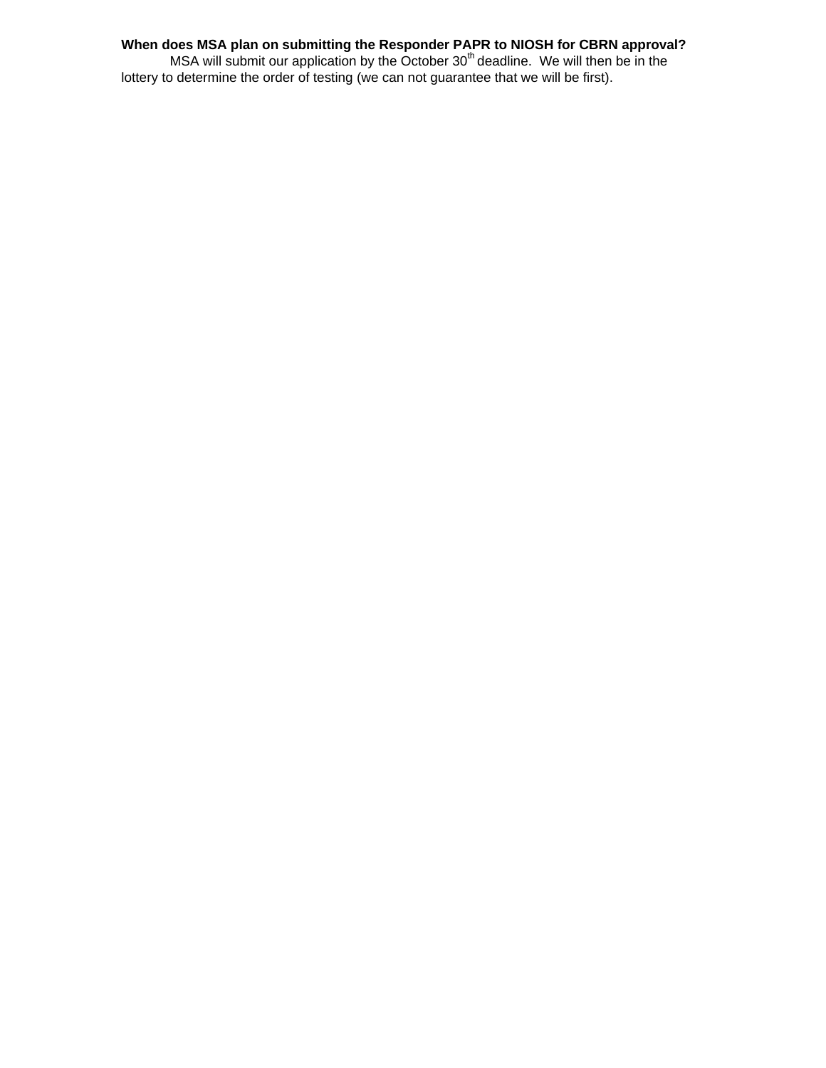**When does MSA plan on submitting the Responder PAPR to NIOSH for CBRN approval?**

MSA will submit our application by the October 30th deadline. We will then be in the lottery to determine the order of testing (we can not guarantee that we will be first).